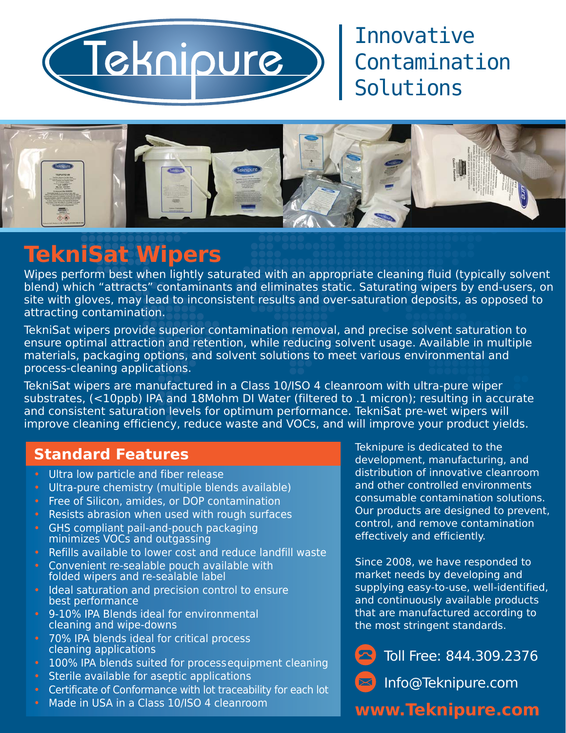Teknipure

Innovative Contamination Solutions

# TekniSat Wipers

Wipes perform best when lightly saturated with an appropriate cleaning fluid (typically solvent blend) which "attracts" contaminants and eliminates static. Saturating wipers by end-users, on site with gloves, may lead to inconsistent results and over-saturation deposits, as opposed to attracting contamination.

TekniSat wipers provide superior contamination removal, and precise solvent saturation to ensure optimal attraction and retention, while reducing solvent usage. Available in multiple materials, packaging options, and solvent solutions to meet various environmental and process-cleaning applications.

TekniSat wipers are manufactured in a Class 10/ISO 4 cleanroom with ultra-pure wiper substrates, (<10ppb) IPA and 18Mohm DI Water (filtered to .1 micron); resulting in accurate and consistent saturation levels for optimum performance. TekniSat pre-wet wipers will improve cleaning efficiency, reduce waste and VOCs, and will improve your product yields.

## Standard Features

- Ultra low particle and fiber release
- Ultra-pure chemistry (multiple blends available)
- Free of Silicon, amides, or DOP contamination
- Resists abrasion when used with rough surfaces
- GHS compliant pail-and-pouch packaging minimizes VOCs and outgassing
- Refills available to lower cost and reduce landfill waste
- Convenient re-sealable pouch available with folded wipers and re-sealable label
- Ideal saturation and precision control to ensure best performance
- 9-10% IPA Blends ideal for environmental cleaning and wipe-downs
- 70% IPA blends ideal for critical process cleaning applications
- 100% IPA blends suited for process equipment cleaning
- Sterile available for aseptic applications
- Certificate of Conformance with lot traceability for each lot
- Made in USA in a Class 10/ISO 4 cleanroom

Teknipure is dedicated to the development, manufacturing, and distribution of innovative cleanroom and other controlled environments consumable contamination solutions. Our products are designed to prevent, control, and remove contamination effectively and efficiently.

Since 2008, we have responded to market needs by developing and supplying easy-to-use, well-identified, and continuously available products that are manufactured according to the most stringent standards.

Toll Free: 844.309.2376

Info@Teknipure.com

**www.Teknipure.com**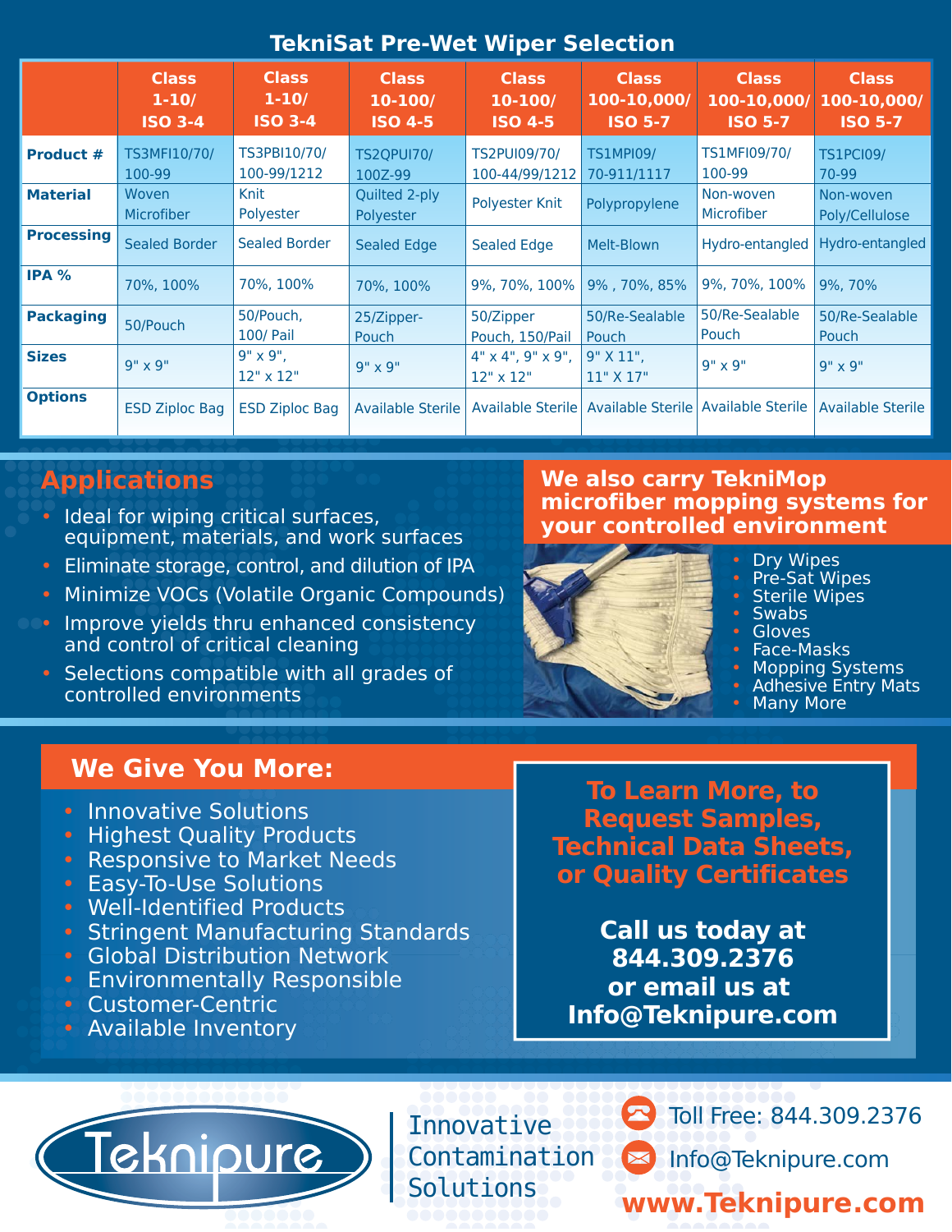## TekniSat Pre-Wet Wiper Selection

| | Class 1-10/ ISO 3-4 | Class 1-10/ ISO 3-4 | Class 10-100/ ISO 4-5 | Class 10-100/ ISO 4-5 | Class 100-10,000/ ISO 5-7 | Class 100-10,000/ ISO 5-7 | Class 100-10,000/ ISO 5-7 |
|---|---|---|---|---|---|---|---|
| **Product #** | TS3MFI10/70/ 100-99 | TS3PBI10/70/ 100-99/1212 | TS2QPUI70/ 100Z-99 | TS2PUI09/70/ 100-44/99/1212 | TS1MPI09/ 70-911/1117 | TS1MFI09/70/ 100-99 | TS1PCI09/ 70-99 |
| **Material** | Woven Microfiber | Knit Polyester | Quilted 2-ply Polyester | Polyester Knit | Polypropylene | Non-woven Microfiber | Non-woven Poly/Cellulose |
| **Processing** | Sealed Border | Sealed Border | Sealed Edge | Sealed Edge | Melt-Blown | Hydro-entangled | Hydro-entangled |
| **IPA %** | 70%, 100% | 70%, 100% | 70%, 100% | 9%, 70%, 100% | 9% , 70%, 85% | 9%, 70%, 100% | 9%, 70% |
| **Packaging** | 50/Pouch | 50/Pouch, 100/ Pail | 25/Zipper-Pouch | 50/Zipper Pouch, 150/Pail | 50/Re-Sealable Pouch | 50/Re-Sealable Pouch | 50/Re-Sealable Pouch |
| **Sizes** | 9" x 9" | 9" x 9", 12" x 12" | 9" x 9" | 4" x 4", 9" x 9", 12" x 12" | 9" X 11", 11" X 17" | 9" x 9" | 9" x 9" |
| **Options** | ESD Ziploc Bag | ESD Ziploc Bag | Available Sterile | Available Sterile | Available Sterile | Available Sterile | Available Sterile |

## Applications

- Ideal for wiping critical surfaces, equipment, materials, and work surfaces
- Eliminate storage, control, and dilution of IPA
- Minimize VOCs (Volatile Organic Compounds)
- Improve yields thru enhanced consistency and control of critical cleaning
- Selections compatible with all grades of controlled environments

## We also carry TekniMop microfiber mopping systems for your controlled environment

- Dry Wipes
- Pre-Sat Wipes
- Sterile Wipes
- Swabs
- Gloves
- Face-Masks
- Mopping Systems
- Adhesive Entry Mats
- Many More

## We Give You More:

- Innovative Solutions
- Highest Quality Products
- Responsive to Market Needs
- Easy-To-Use Solutions
- Well-Identified Products
- Stringent Manufacturing Standards
- Global Distribution Network
- Environmentally Responsible
- Customer-Centric
- Available Inventory

**To Learn More, to Request Samples, Technical Data Sheets, or Quality Certificates**

**Call us today at 844.309.2376 or email us at Info@Teknipure.com**

Teknipure

Innovative Contamination Solutions

Toll Free: 844.309.2376

Info@Teknipure.com

**www.Teknipure.com**